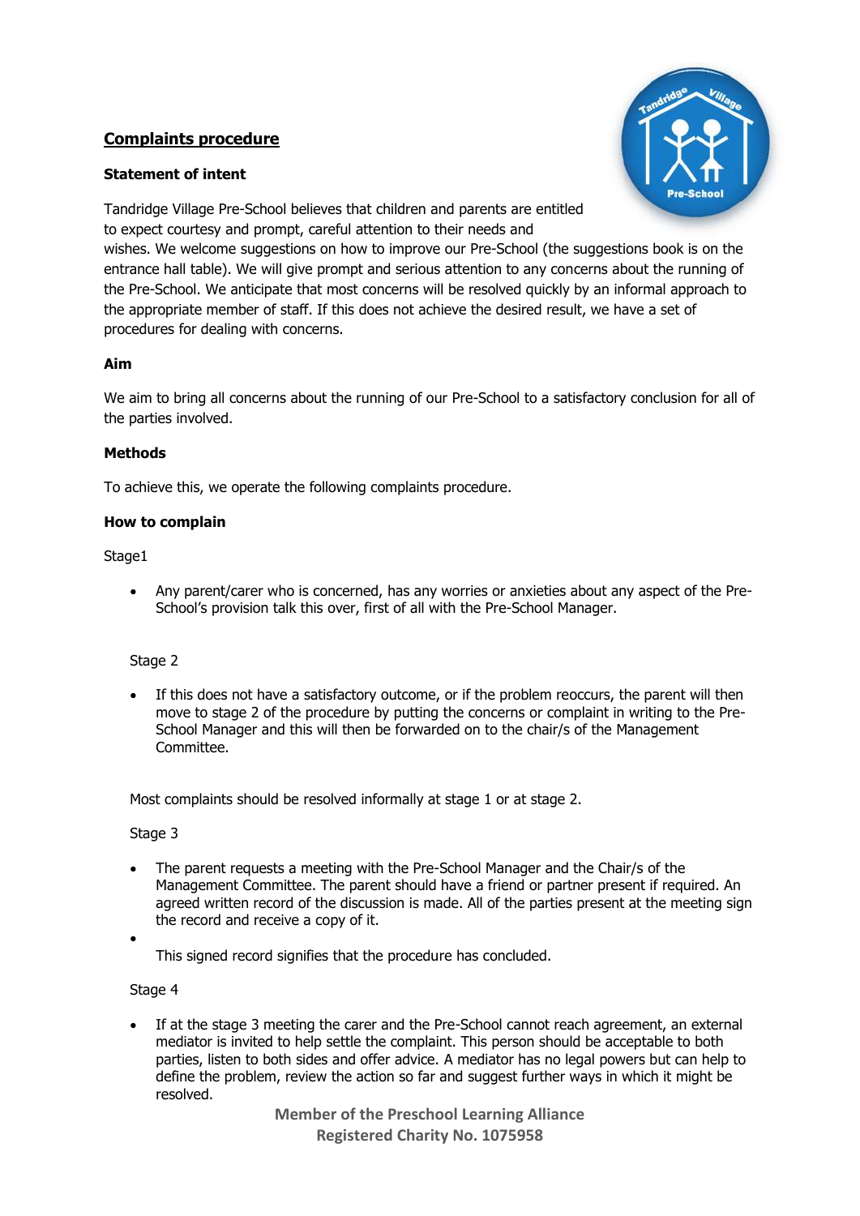## **Complaints procedure**

**Statement of intent**

Tandridge Village Pre-School believes that children and parents are entitled to expect courtesy and prompt, careful attention to their needs and wishes. We welcome suggestions on how to improve our Pre-School (the suggestions book is on the entrance hall table). We will give prompt and serious attention to any concerns about the running of the Pre-School. We anticipate that most concerns will be resolved quickly by an informal approach to the appropriate member of staff. If this does not achieve the desired result, we have a set of procedures for dealing with concerns.

**Aim**

We aim to bring all concerns about the running of our Pre-School to a satisfactory conclusion for all of the parties involved.

**Methods**

To achieve this, we operate the following complaints procedure.

**How to complain**

Stage1

- Any parent/carer who is concerned, has any worries or anxieties about any aspect of the Pre-School's provision talk this over, first of all with the Pre-School Manager.

Stage 2

- If this does not have a satisfactory outcome, or if the problem reoccurs, the parent will then move to stage 2 of the procedure by putting the concerns or complaint in writing to the Pre-School Manager and this will then be forwarded on to the chair/s of the Management Committee.

Most complaints should be resolved informally at stage 1 or at stage 2.

Stage 3

- The parent requests a meeting with the Pre-School Manager and the Chair/s of the Management Committee. The parent should have a friend or partner present if required. An agreed written record of the discussion is made. All of the parties present at the meeting sign the record and receive a copy of it.
- This signed record signifies that the procedure has concluded.

Stage 4

- If at the stage 3 meeting the carer and the Pre-School cannot reach agreement, an external mediator is invited to help settle the complaint. This person should be acceptable to both parties, listen to both sides and offer advice. A mediator has no legal powers but can help to define the problem, review the action so far and suggest further ways in which it might be resolved.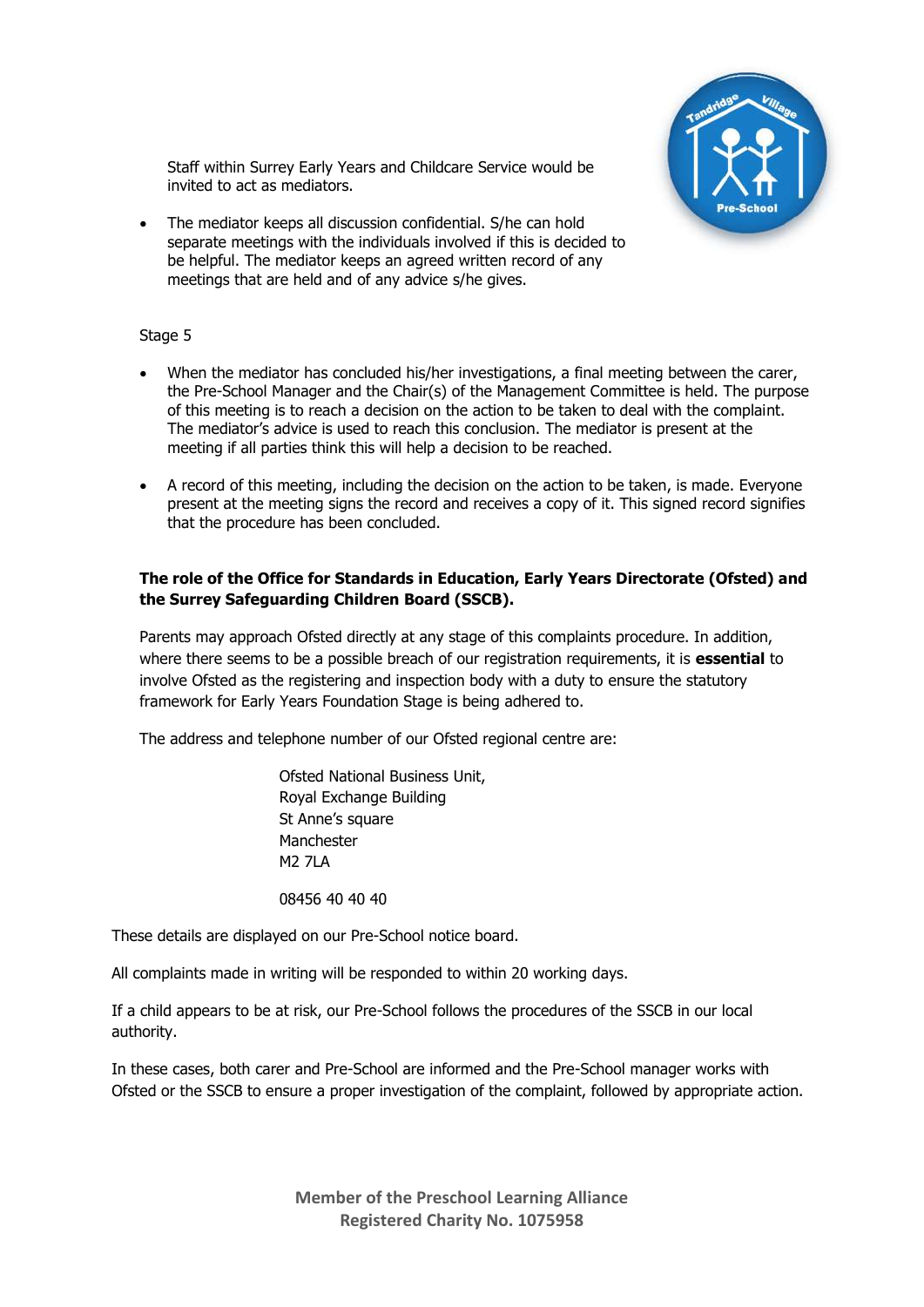Staff within Surrey Early Years and Childcare Service would be invited to act as mediators.

- The mediator keeps all discussion confidential. S/he can hold separate meetings with the individuals involved if this is decided to be helpful. The mediator keeps an agreed written record of any meetings that are held and of any advice s/he gives.

Stage 5

- When the mediator has concluded his/her investigations, a final meeting between the carer, the Pre-School Manager and the Chair(s) of the Management Committee is held. The purpose of this meeting is to reach a decision on the action to be taken to deal with the complaint. The mediator's advice is used to reach this conclusion. The mediator is present at the meeting if all parties think this will help a decision to be reached.

- A record of this meeting, including the decision on the action to be taken, is made. Everyone present at the meeting signs the record and receives a copy of it. This signed record signifies that the procedure has been concluded.

**The role of the Office for Standards in Education, Early Years Directorate (Ofsted) and the Surrey Safeguarding Children Board (SSCB).**

Parents may approach Ofsted directly at any stage of this complaints procedure. In addition, where there seems to be a possible breach of our registration requirements, it is **essential** to involve Ofsted as the registering and inspection body with a duty to ensure the statutory framework for Early Years Foundation Stage is being adhered to.

The address and telephone number of our Ofsted regional centre are:

Ofsted National Business Unit,
Royal Exchange Building
St Anne's square
Manchester
M2 7LA

08456 40 40 40

These details are displayed on our Pre-School notice board.

All complaints made in writing will be responded to within 20 working days.

If a child appears to be at risk, our Pre-School follows the procedures of the SSCB in our local authority.

In these cases, both carer and Pre-School are informed and the Pre-School manager works with Ofsted or the SSCB to ensure a proper investigation of the complaint, followed by appropriate action.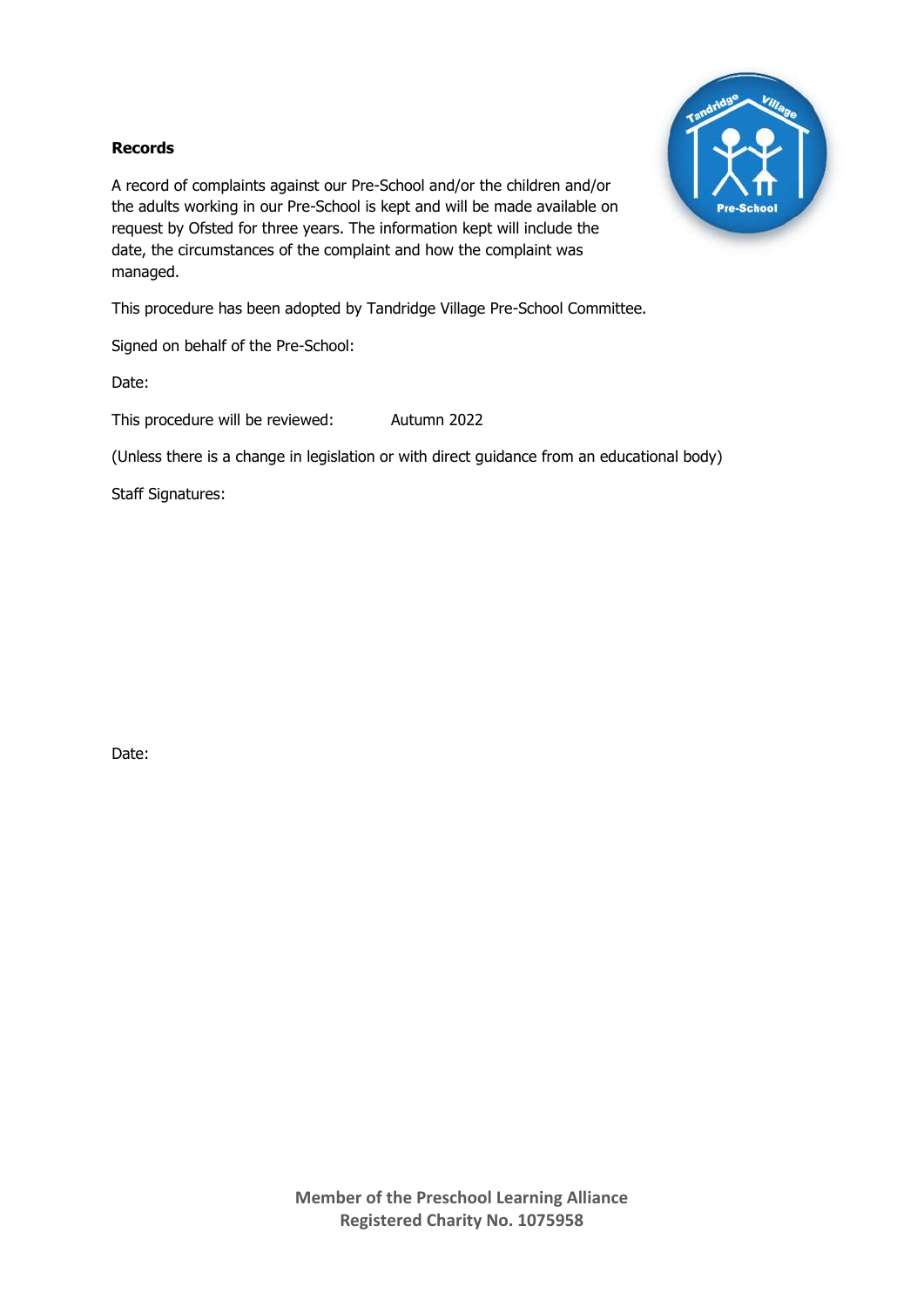**Records**

A record of complaints against our Pre-School and/or the children and/or the adults working in our Pre-School is kept and will be made available on request by Ofsted for three years. The information kept will include the date, the circumstances of the complaint and how the complaint was managed.

This procedure has been adopted by Tandridge Village Pre-School Committee.

Signed on behalf of the Pre-School:

Date:

This procedure will be reviewed: Autumn 2022

(Unless there is a change in legislation or with direct guidance from an educational body)

Staff Signatures:

Date:

**Member of the Preschool Learning Alliance**
**Registered Charity No. 1075958**